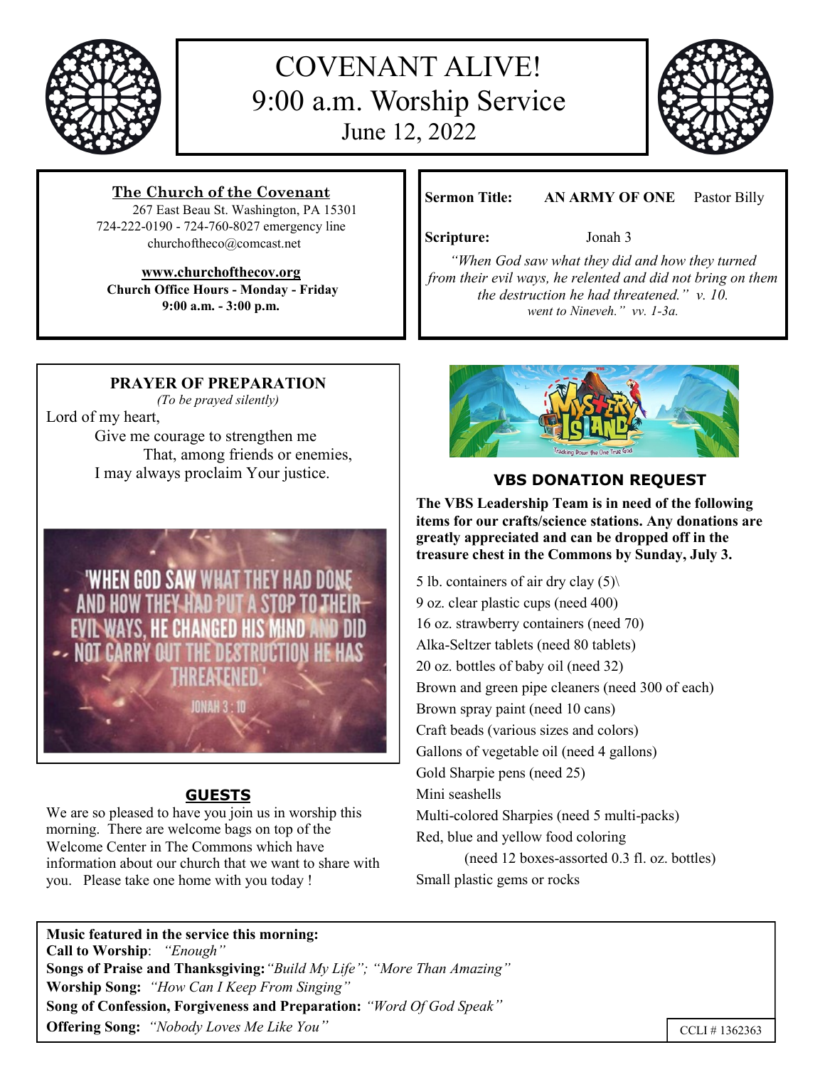# COVENANT ALIVE!
## 9:00 a.m. Worship Service
### June 12, 2022

**The Church of the Covenant**
267 East Beau St. Washington, PA 15301
724-222-0190 - 724-760-8027 emergency line
churchoftheco@comcast.net

**www.churchofthecov.org**
**Church Office Hours - Monday - Friday**
**9:00 a.m. - 3:00 p.m.**

**Sermon Title:** **AN ARMY OF ONE** Pastor Billy

**Scripture:** Jonah 3

*"When God saw what they did and how they turned from their evil ways, he relented and did not bring on them the destruction he had threatened." v. 10.*
*went to Nineveh." vv. 1-3a.*

**PRAYER OF PREPARATION**
*(To be prayed silently)*

Lord of my heart,
Give me courage to strengthen me
That, among friends or enemies,
I may always proclaim Your justice.

'WHEN GOD SAW WHAT THEY HAD DONE AND HOW THEY HAD PUT A STOP TO THEIR EVIL WAYS, HE CHANGED HIS MIND AND DID NOT CARRY OUT THE DESTRUCTION HE HAS THREATENED.'
JONAH 3 : 10

**GUESTS**

We are so pleased to have you join us in worship this morning. There are welcome bags on top of the Welcome Center in The Commons which have information about our church that we want to share with you. Please take one home with you today !

Mystery Island — Tracking Down the One True God

**VBS DONATION REQUEST**

**The VBS Leadership Team is in need of the following items for our crafts/science stations. Any donations are greatly appreciated and can be dropped off in the treasure chest in the Commons by Sunday, July 3.**

5 lb. containers of air dry clay (5)\
9 oz. clear plastic cups (need 400)
16 oz. strawberry containers (need 70)
Alka-Seltzer tablets (need 80 tablets)
20 oz. bottles of baby oil (need 32)
Brown and green pipe cleaners (need 300 of each)
Brown spray paint (need 10 cans)
Craft beads (various sizes and colors)
Gallons of vegetable oil (need 4 gallons)
Gold Sharpie pens (need 25)
Mini seashells
Multi-colored Sharpies (need 5 multi-packs)
Red, blue and yellow food coloring
(need 12 boxes-assorted 0.3 fl. oz. bottles)
Small plastic gems or rocks

**Music featured in the service this morning:**
**Call to Worship**: *"Enough"*
**Songs of Praise and Thanksgiving:** *"Build My Life"; "More Than Amazing"*
**Worship Song:** *"How Can I Keep From Singing"*
**Song of Confession, Forgiveness and Preparation:** *"Word Of God Speak"*
**Offering Song:** *"Nobody Loves Me Like You"*

CCLI # 1362363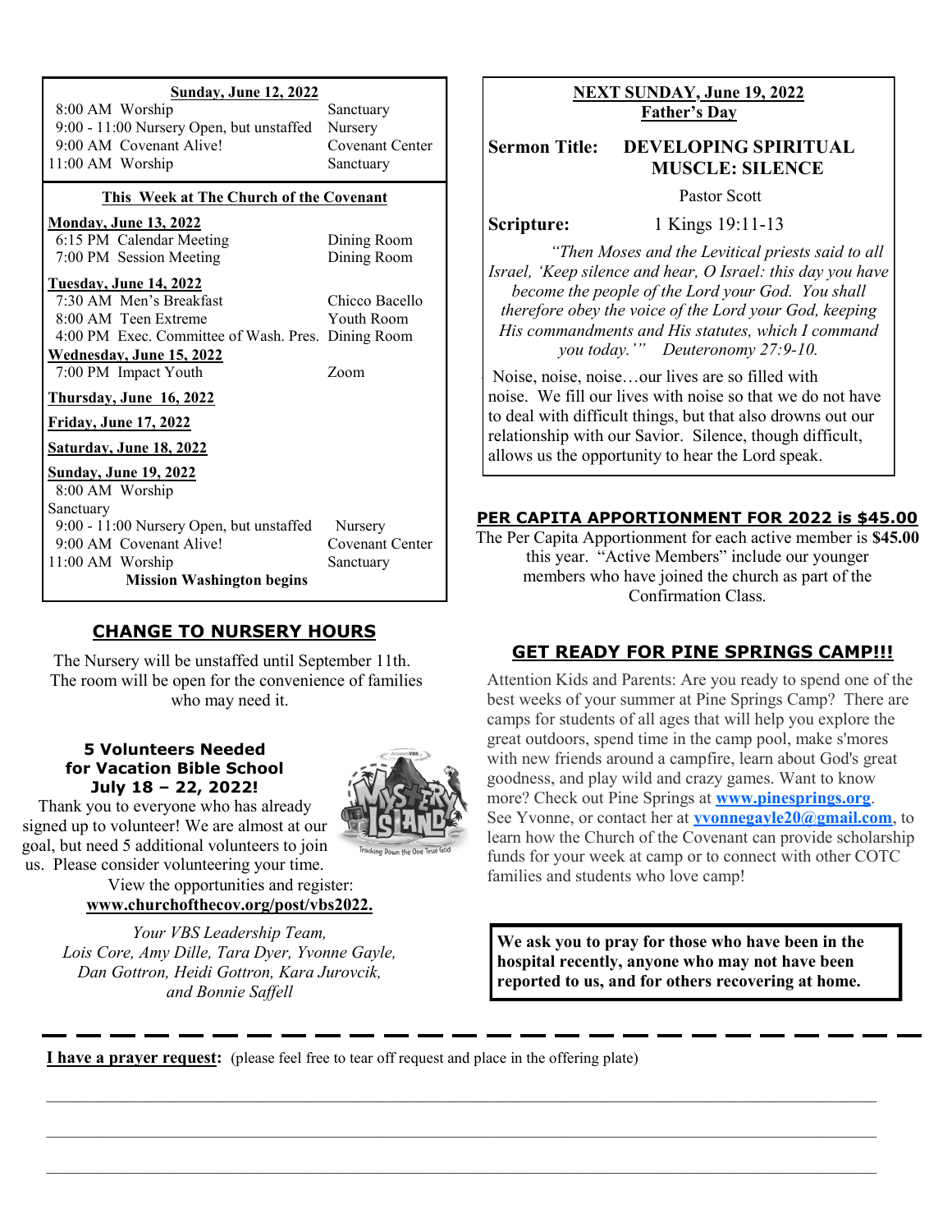**Sunday, June 12, 2022**

| | | |
|---|---|---|
| 8:00 AM | Worship | Sanctuary |
| 9:00 - 11:00 | Nursery Open, but unstaffed | Nursery |
| 9:00 AM | Covenant Alive! | Covenant Center |
| 11:00 AM | Worship | Sanctuary |

**This Week at The Church of the Covenant**

**Monday, June 13, 2022**

| | | |
|---|---|---|
| 6:15 PM | Calendar Meeting | Dining Room |
| 7:00 PM | Session Meeting | Dining Room |

**Tuesday, June 14, 2022**

| | | |
|---|---|---|
| 7:30 AM | Men's Breakfast | Chicco Bacello |
| 8:00 AM | Teen Extreme | Youth Room |
| 4:00 PM | Exec. Committee of Wash. Pres. | Dining Room |

**Wednesday, June 15, 2022**

| | | |
|---|---|---|
| 7:00 PM | Impact Youth | Zoom |

**Thursday, June 16, 2022**

**Friday, June 17, 2022**

**Saturday, June 18, 2022**

**Sunday, June 19, 2022**

| | | |
|---|---|---|
| 8:00 AM | Worship | Sanctuary |
| 9:00 - 11:00 | Nursery Open, but unstaffed | Nursery |
| 9:00 AM | Covenant Alive! | Covenant Center |
| 11:00 AM | Worship | Sanctuary |

**Mission Washington begins**

## CHANGE TO NURSERY HOURS

The Nursery will be unstaffed until September 11th. The room will be open for the convenience of families who may need it.

### 5 Volunteers Needed for Vacation Bible School July 18 – 22, 2022!

Thank you to everyone who has already signed up to volunteer! We are almost at our goal, but need 5 additional volunteers to join us. Please consider volunteering your time.

View the opportunities and register: **www.churchofthecov.org/post/vbs2022.**

*Your VBS Leadership Team, Lois Core, Amy Dille, Tara Dyer, Yvonne Gayle, Dan Gottron, Heidi Gottron, Kara Jurovcik, and Bonnie Saffell*

**NEXT SUNDAY, June 19, 2022**
**Father's Day**

**Sermon Title: DEVELOPING SPIRITUAL MUSCLE: SILENCE**

Pastor Scott

**Scripture:** 1 Kings 19:11-13

*"Then Moses and the Levitical priests said to all Israel, 'Keep silence and hear, O Israel: this day you have become the people of the Lord your God. You shall therefore obey the voice of the Lord your God, keeping His commandments and His statutes, which I command you today.'" Deuteronomy 27:9-10.*

Noise, noise, noise…our lives are so filled with noise. We fill our lives with noise so that we do not have to deal with difficult things, but that also drowns out our relationship with our Savior. Silence, though difficult, allows us the opportunity to hear the Lord speak.

## PER CAPITA APPORTIONMENT FOR 2022 is $45.00

The Per Capita Apportionment for each active member is **$45.00** this year. "Active Members" include our younger members who have joined the church as part of the Confirmation Class.

## GET READY FOR PINE SPRINGS CAMP!!!

Attention Kids and Parents: Are you ready to spend one of the best weeks of your summer at Pine Springs Camp? There are camps for students of all ages that will help you explore the great outdoors, spend time in the camp pool, make s'mores with new friends around a campfire, learn about God's great goodness, and play wild and crazy games. Want to know more? Check out Pine Springs at **www.pinesprings.org**. See Yvonne, or contact her at **yvonnegayle20@gmail.com**, to learn how the Church of the Covenant can provide scholarship funds for your week at camp or to connect with other COTC families and students who love camp!

**We ask you to pray for those who have been in the hospital recently, anyone who may not have been reported to us, and for others recovering at home.**

**I have a prayer request:** (please feel free to tear off request and place in the offering plate)

\_\_\_\_\_\_\_\_\_\_\_\_\_\_\_\_\_\_\_\_\_\_\_\_\_\_\_\_\_\_\_\_\_\_\_\_\_\_\_\_\_\_\_\_\_\_\_\_\_\_\_\_\_\_\_\_\_\_\_\_

\_\_\_\_\_\_\_\_\_\_\_\_\_\_\_\_\_\_\_\_\_\_\_\_\_\_\_\_\_\_\_\_\_\_\_\_\_\_\_\_\_\_\_\_\_\_\_\_\_\_\_\_\_\_\_\_\_\_\_\_

\_\_\_\_\_\_\_\_\_\_\_\_\_\_\_\_\_\_\_\_\_\_\_\_\_\_\_\_\_\_\_\_\_\_\_\_\_\_\_\_\_\_\_\_\_\_\_\_\_\_\_\_\_\_\_\_\_\_\_\_